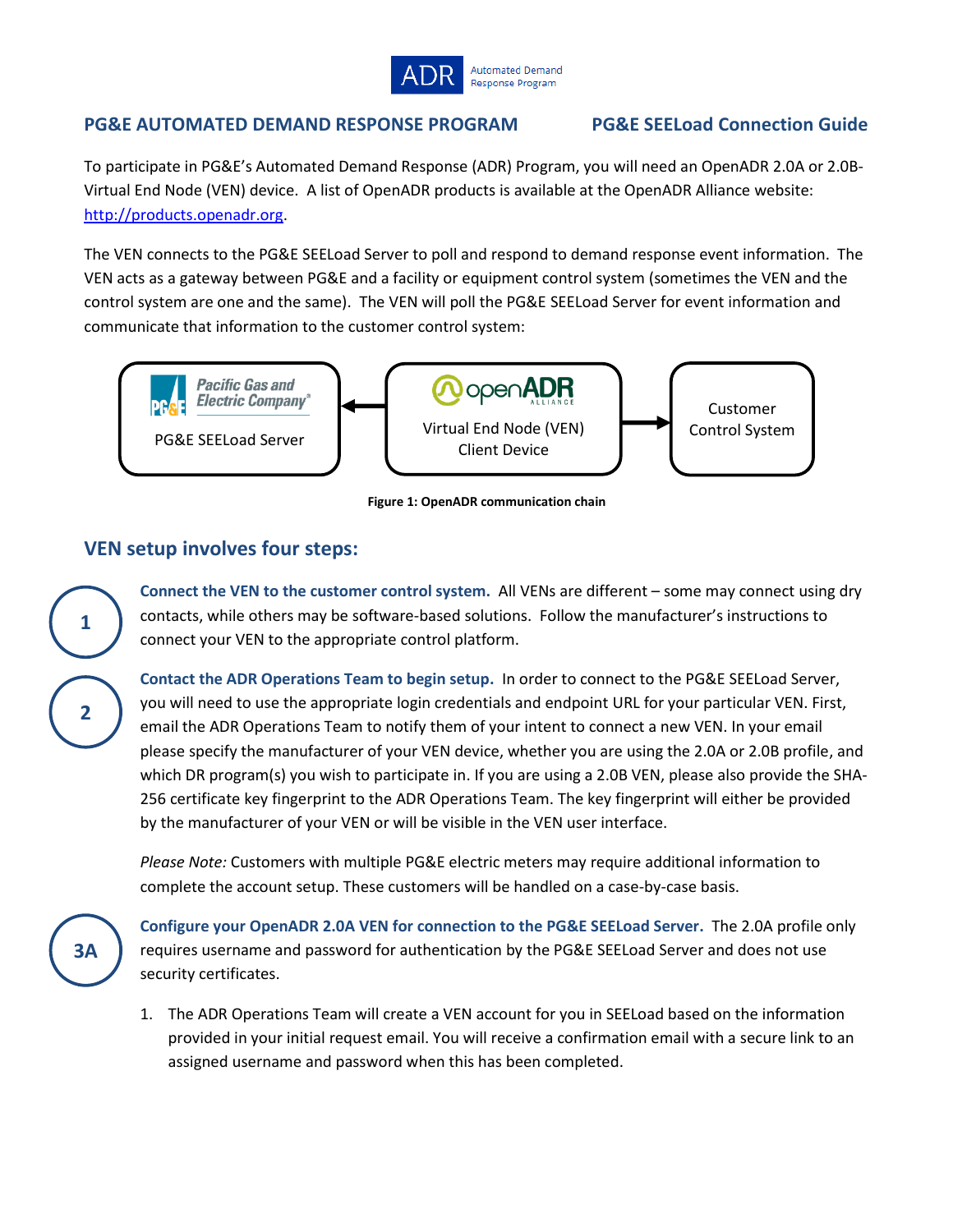ADR Automated Demand Response Program

**PG&E AUTOMATED DEMAND RESPONSE PROGRAM** **PG&E SEELoad Connection Guide**

To participate in PG&E's Automated Demand Response (ADR) Program, you will need an OpenADR 2.0A or 2.0B-Virtual End Node (VEN) device. A list of OpenADR products is available at the OpenADR Alliance website: [http://products.openadr.org](http://products.openadr.org).

The VEN connects to the PG&E SEELoad Server to poll and respond to demand response event information. The VEN acts as a gateway between PG&E and a facility or equipment control system (sometimes the VEN and the control system are one and the same). The VEN will poll the PG&E SEELoad Server for event information and communicate that information to the customer control system:

Pacific Gas and Electric Company
PG&E SEELoad Server

openADR Alliance
Virtual End Node (VEN) Client Device

Customer Control System

**Figure 1: OpenADR communication chain**

## VEN setup involves four steps:

**1** **Connect the VEN to the customer control system.** All VENs are different – some may connect using dry contacts, while others may be software-based solutions. Follow the manufacturer's instructions to connect your VEN to the appropriate control platform.

**2** **Contact the ADR Operations Team to begin setup.** In order to connect to the PG&E SEELoad Server, you will need to use the appropriate login credentials and endpoint URL for your particular VEN. First, email the ADR Operations Team to notify them of your intent to connect a new VEN. In your email please specify the manufacturer of your VEN device, whether you are using the 2.0A or 2.0B profile, and which DR program(s) you wish to participate in. If you are using a 2.0B VEN, please also provide the SHA-256 certificate key fingerprint to the ADR Operations Team. The key fingerprint will either be provided by the manufacturer of your VEN or will be visible in the VEN user interface.

*Please Note:* Customers with multiple PG&E electric meters may require additional information to complete the account setup. These customers will be handled on a case-by-case basis.

**3A** **Configure your OpenADR 2.0A VEN for connection to the PG&E SEELoad Server.** The 2.0A profile only requires username and password for authentication by the PG&E SEELoad Server and does not use security certificates.

1. The ADR Operations Team will create a VEN account for you in SEELoad based on the information provided in your initial request email. You will receive a confirmation email with a secure link to an assigned username and password when this has been completed.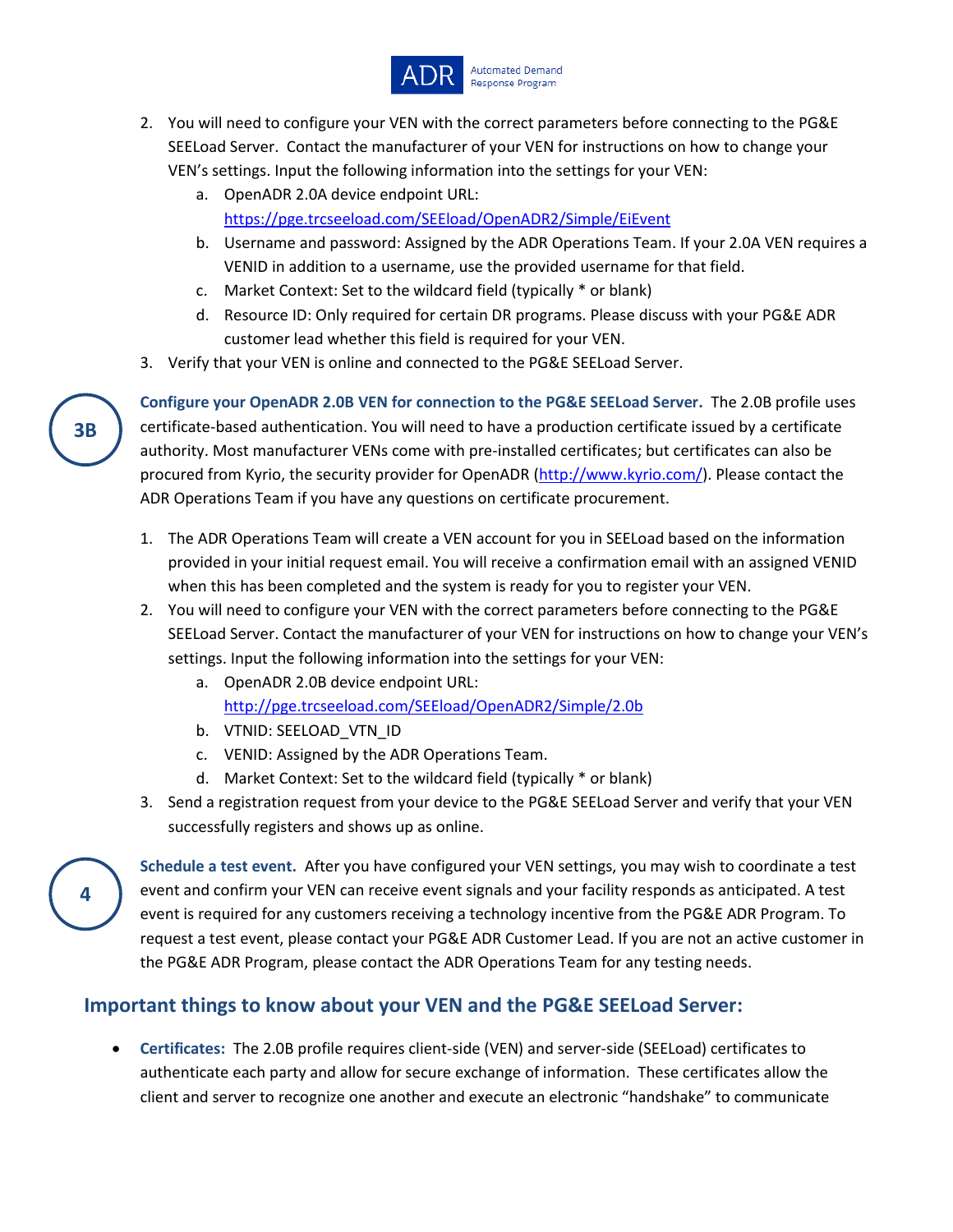2. You will need to configure your VEN with the correct parameters before connecting to the PG&E SEELoad Server. Contact the manufacturer of your VEN for instructions on how to change your VEN's settings. Input the following information into the settings for your VEN:
   a. OpenADR 2.0A device endpoint URL: https://pge.trcseeload.com/SEEload/OpenADR2/Simple/EiEvent
   b. Username and password: Assigned by the ADR Operations Team. If your 2.0A VEN requires a VENID in addition to a username, use the provided username for that field.
   c. Market Context: Set to the wildcard field (typically * or blank)
   d. Resource ID: Only required for certain DR programs. Please discuss with your PG&E ADR customer lead whether this field is required for your VEN.
3. Verify that your VEN is online and connected to the PG&E SEELoad Server.

**3B** **Configure your OpenADR 2.0B VEN for connection to the PG&E SEELoad Server.** The 2.0B profile uses certificate-based authentication. You will need to have a production certificate issued by a certificate authority. Most manufacturer VENs come with pre-installed certificates; but certificates can also be procured from Kyrio, the security provider for OpenADR (http://www.kyrio.com/). Please contact the ADR Operations Team if you have any questions on certificate procurement.

1. The ADR Operations Team will create a VEN account for you in SEELoad based on the information provided in your initial request email. You will receive a confirmation email with an assigned VENID when this has been completed and the system is ready for you to register your VEN.
2. You will need to configure your VEN with the correct parameters before connecting to the PG&E SEELoad Server. Contact the manufacturer of your VEN for instructions on how to change your VEN's settings. Input the following information into the settings for your VEN:
   a. OpenADR 2.0B device endpoint URL: http://pge.trcseeload.com/SEEload/OpenADR2/Simple/2.0b
   b. VTNID: SEELOAD_VTN_ID
   c. VENID: Assigned by the ADR Operations Team.
   d. Market Context: Set to the wildcard field (typically * or blank)
3. Send a registration request from your device to the PG&E SEELoad Server and verify that your VEN successfully registers and shows up as online.

**4** **Schedule a test event.** After you have configured your VEN settings, you may wish to coordinate a test event and confirm your VEN can receive event signals and your facility responds as anticipated. A test event is required for any customers receiving a technology incentive from the PG&E ADR Program. To request a test event, please contact your PG&E ADR Customer Lead. If you are not an active customer in the PG&E ADR Program, please contact the ADR Operations Team for any testing needs.

## Important things to know about your VEN and the PG&E SEELoad Server:

- **Certificates:** The 2.0B profile requires client-side (VEN) and server-side (SEELoad) certificates to authenticate each party and allow for secure exchange of information. These certificates allow the client and server to recognize one another and execute an electronic "handshake" to communicate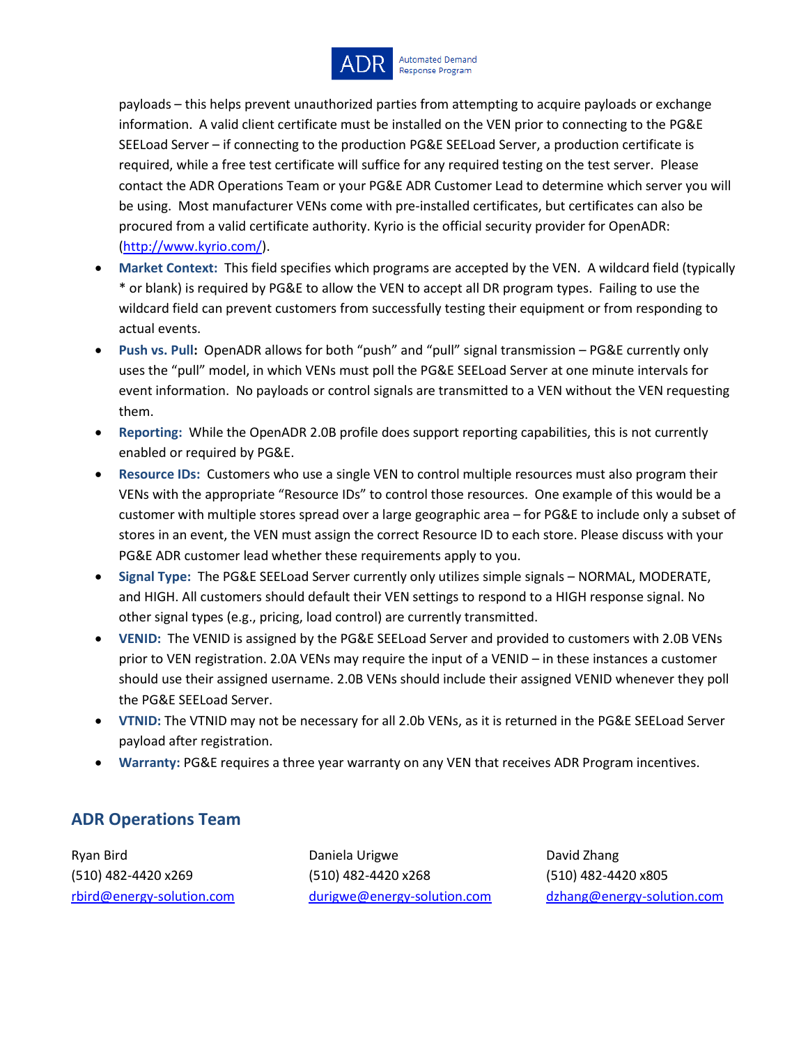payloads – this helps prevent unauthorized parties from attempting to acquire payloads or exchange information. A valid client certificate must be installed on the VEN prior to connecting to the PG&E SEELoad Server – if connecting to the production PG&E SEELoad Server, a production certificate is required, while a free test certificate will suffice for any required testing on the test server. Please contact the ADR Operations Team or your PG&E ADR Customer Lead to determine which server you will be using. Most manufacturer VENs come with pre-installed certificates, but certificates can also be procured from a valid certificate authority. Kyrio is the official security provider for OpenADR: (http://www.kyrio.com/).

- **Market Context:** This field specifies which programs are accepted by the VEN. A wildcard field (typically * or blank) is required by PG&E to allow the VEN to accept all DR program types. Failing to use the wildcard field can prevent customers from successfully testing their equipment or from responding to actual events.
- **Push vs. Pull:** OpenADR allows for both "push" and "pull" signal transmission – PG&E currently only uses the "pull" model, in which VENs must poll the PG&E SEELoad Server at one minute intervals for event information. No payloads or control signals are transmitted to a VEN without the VEN requesting them.
- **Reporting:** While the OpenADR 2.0B profile does support reporting capabilities, this is not currently enabled or required by PG&E.
- **Resource IDs:** Customers who use a single VEN to control multiple resources must also program their VENs with the appropriate "Resource IDs" to control those resources. One example of this would be a customer with multiple stores spread over a large geographic area – for PG&E to include only a subset of stores in an event, the VEN must assign the correct Resource ID to each store. Please discuss with your PG&E ADR customer lead whether these requirements apply to you.
- **Signal Type:** The PG&E SEELoad Server currently only utilizes simple signals – NORMAL, MODERATE, and HIGH. All customers should default their VEN settings to respond to a HIGH response signal. No other signal types (e.g., pricing, load control) are currently transmitted.
- **VENID:** The VENID is assigned by the PG&E SEELoad Server and provided to customers with 2.0B VENs prior to VEN registration. 2.0A VENs may require the input of a VENID – in these instances a customer should use their assigned username. 2.0B VENs should include their assigned VENID whenever they poll the PG&E SEELoad Server.
- **VTNID:** The VTNID may not be necessary for all 2.0b VENs, as it is returned in the PG&E SEELoad Server payload after registration.
- **Warranty:** PG&E requires a three year warranty on any VEN that receives ADR Program incentives.

## ADR Operations Team

Ryan Bird
(510) 482-4420 x269
rbird@energy-solution.com

Daniela Urigwe
(510) 482-4420 x268
durigwe@energy-solution.com

David Zhang
(510) 482-4420 x805
dzhang@energy-solution.com